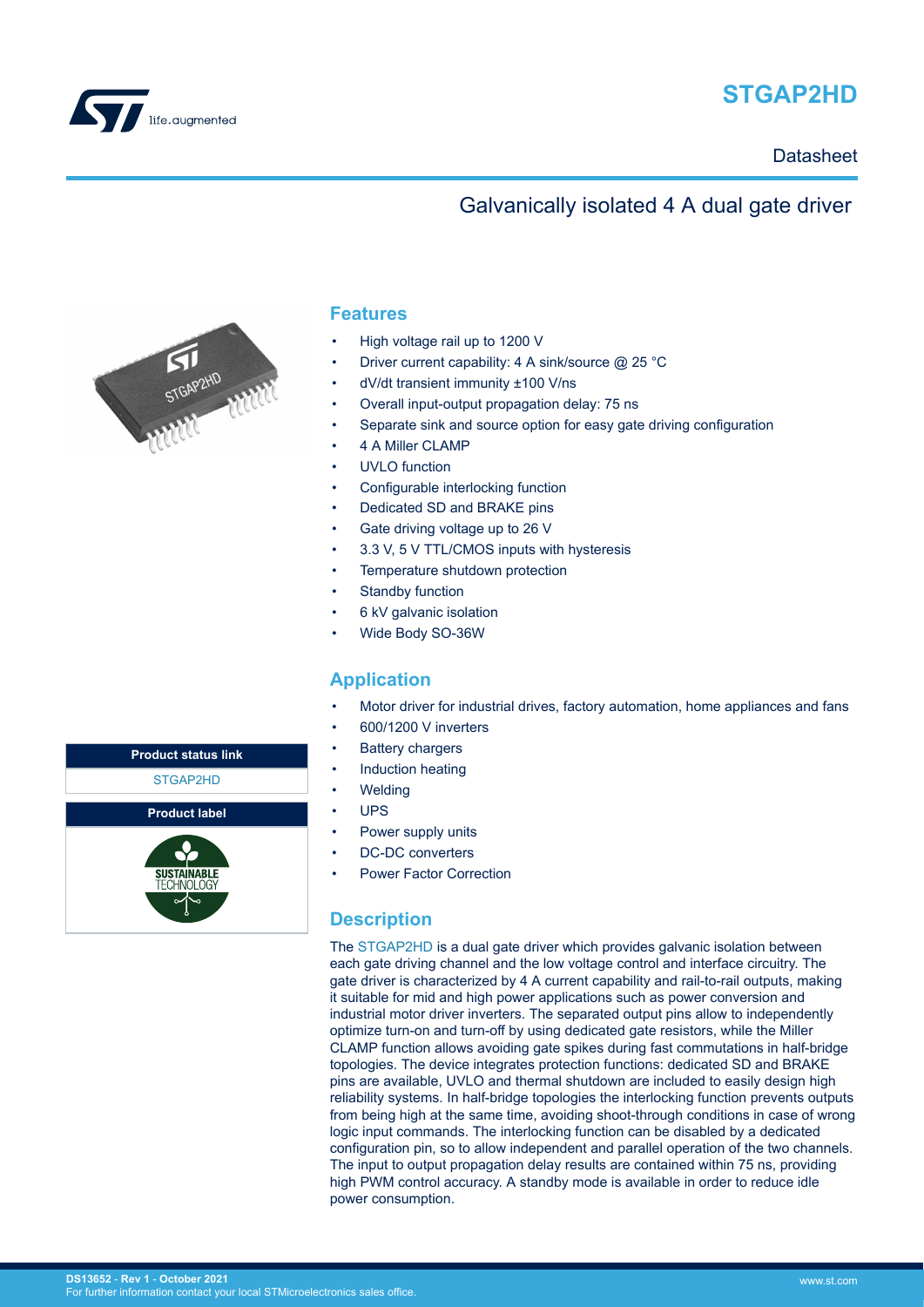# STGAP2HD

Datasheet

## Galvanically isolated 4 A dual gate driver

## Features

- High voltage rail up to 1200 V
- Driver current capability: 4 A sink/source @ 25 °C
- dV/dt transient immunity ±100 V/ns
- Overall input-output propagation delay: 75 ns
- Separate sink and source option for easy gate driving configuration
- 4 A Miller CLAMP
- UVLO function
- Configurable interlocking function
- Dedicated SD and BRAKE pins
- Gate driving voltage up to 26 V
- 3.3 V, 5 V TTL/CMOS inputs with hysteresis
- Temperature shutdown protection
- Standby function
- 6 kV galvanic isolation
- Wide Body SO-36W

## Application

- Motor driver for industrial drives, factory automation, home appliances and fans
- 600/1200 V inverters
- Battery chargers
- Induction heating
- Welding
- UPS
- Power supply units
- DC-DC converters
- Power Factor Correction

| Product status link |
| --- |
| STGAP2HD |

| Product label |
| --- |
| SUSTAINABLE TECHNOLOGY |

## Description

The STGAP2HD is a dual gate driver which provides galvanic isolation between each gate driving channel and the low voltage control and interface circuitry. The gate driver is characterized by 4 A current capability and rail-to-rail outputs, making it suitable for mid and high power applications such as power conversion and industrial motor driver inverters. The separated output pins allow to independently optimize turn-on and turn-off by using dedicated gate resistors, while the Miller CLAMP function allows avoiding gate spikes during fast commutations in half-bridge topologies. The device integrates protection functions: dedicated SD and BRAKE pins are available, UVLO and thermal shutdown are included to easily design high reliability systems. In half-bridge topologies the interlocking function prevents outputs from being high at the same time, avoiding shoot-through conditions in case of wrong logic input commands. The interlocking function can be disabled by a dedicated configuration pin, so to allow independent and parallel operation of the two channels. The input to output propagation delay results are contained within 75 ns, providing high PWM control accuracy. A standby mode is available in order to reduce idle power consumption.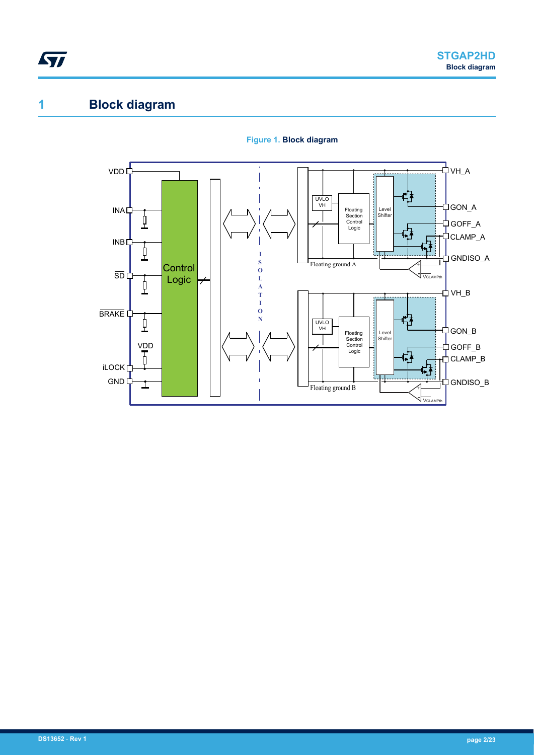# 1 Block diagram

**Figure 1. Block diagram**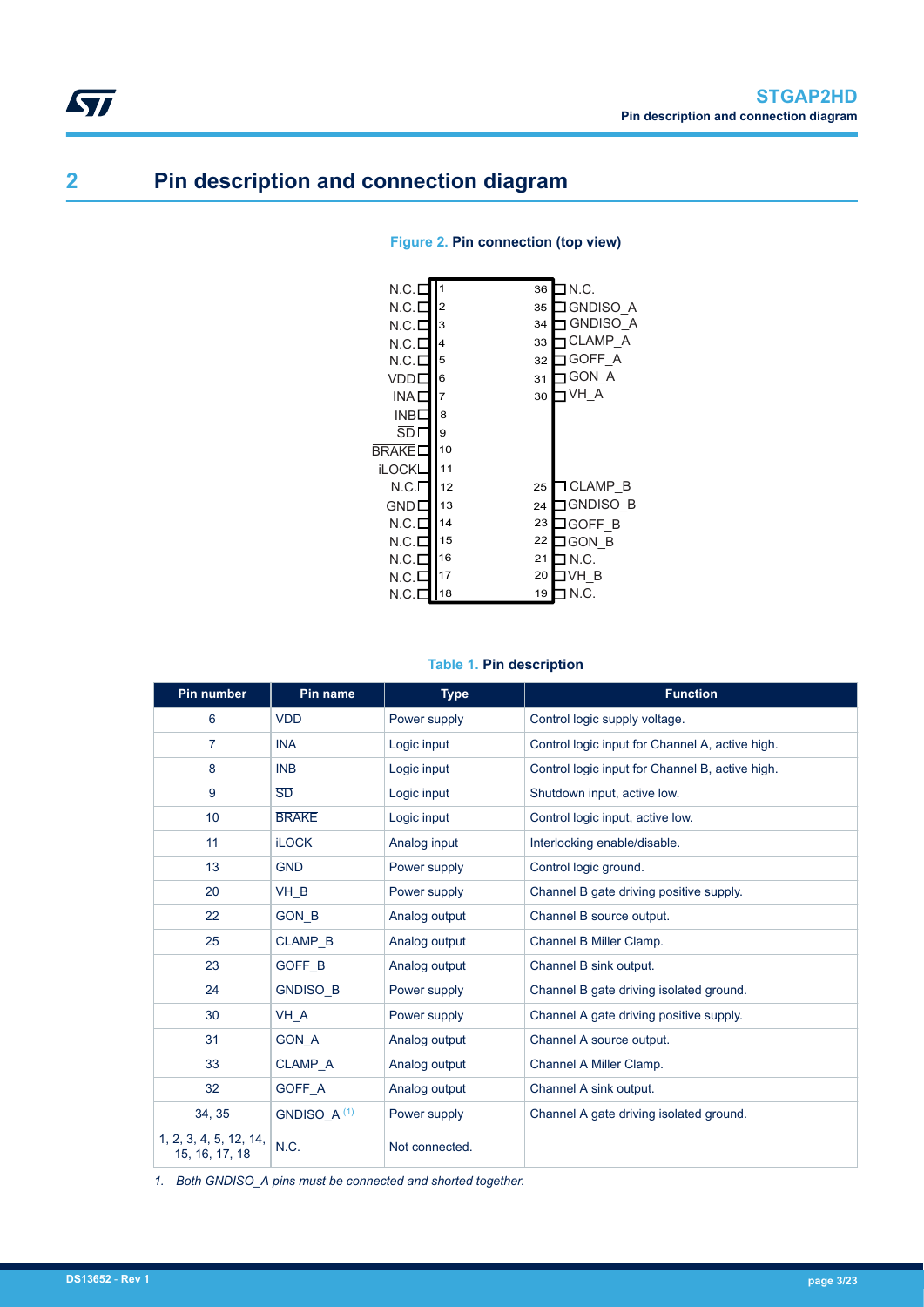# 2 Pin description and connection diagram

**Figure 2. Pin connection (top view)**

| Pin name | Pin | Pin | Pin name |
| --- | --- | --- | --- |
| N.C. | 1 | 36 | N.C. |
| N.C. | 2 | 35 | GNDISO_A |
| N.C. | 3 | 34 | GNDISO_A |
| N.C. | 4 | 33 | CLAMP_A |
| N.C. | 5 | 32 | GOFF_A |
| VDD | 6 | 31 | GON_A |
| INA | 7 | 30 | VH_A |
| INB | 8 | | |
| $\overline{SD}$ | 9 | | |
| $\overline{BRAKE}$ | 10 | | |
| iLOCK | 11 | | |
| N.C. | 12 | 25 | CLAMP_B |
| GND | 13 | 24 | GNDISO_B |
| N.C. | 14 | 23 | GOFF_B |
| N.C. | 15 | 22 | GON_B |
| N.C. | 16 | 21 | N.C. |
| N.C. | 17 | 20 | VH_B |
| N.C. | 18 | 19 | N.C. |

**Table 1. Pin description**

| Pin number | Pin name | Type | Function |
| --- | --- | --- | --- |
| 6 | VDD | Power supply | Control logic supply voltage. |
| 7 | INA | Logic input | Control logic input for Channel A, active high. |
| 8 | INB | Logic input | Control logic input for Channel B, active high. |
| 9 | $\overline{SD}$ | Logic input | Shutdown input, active low. |
| 10 | $\overline{BRAKE}$ | Logic input | Control logic input, active low. |
| 11 | iLOCK | Analog input | Interlocking enable/disable. |
| 13 | GND | Power supply | Control logic ground. |
| 20 | VH_B | Power supply | Channel B gate driving positive supply. |
| 22 | GON_B | Analog output | Channel B source output. |
| 25 | CLAMP_B | Analog output | Channel B Miller Clamp. |
| 23 | GOFF_B | Analog output | Channel B sink output. |
| 24 | GNDISO_B | Power supply | Channel B gate driving isolated ground. |
| 30 | VH_A | Power supply | Channel A gate driving positive supply. |
| 31 | GON_A | Analog output | Channel A source output. |
| 33 | CLAMP_A | Analog output | Channel A Miller Clamp. |
| 32 | GOFF_A | Analog output | Channel A sink output. |
| 34, 35 | GNDISO_A (1) | Power supply | Channel A gate driving isolated ground. |
| 1, 2, 3, 4, 5, 12, 14, 15, 16, 17, 18 | N.C. | Not connected. | |

*1. Both GNDISO_A pins must be connected and shorted together.*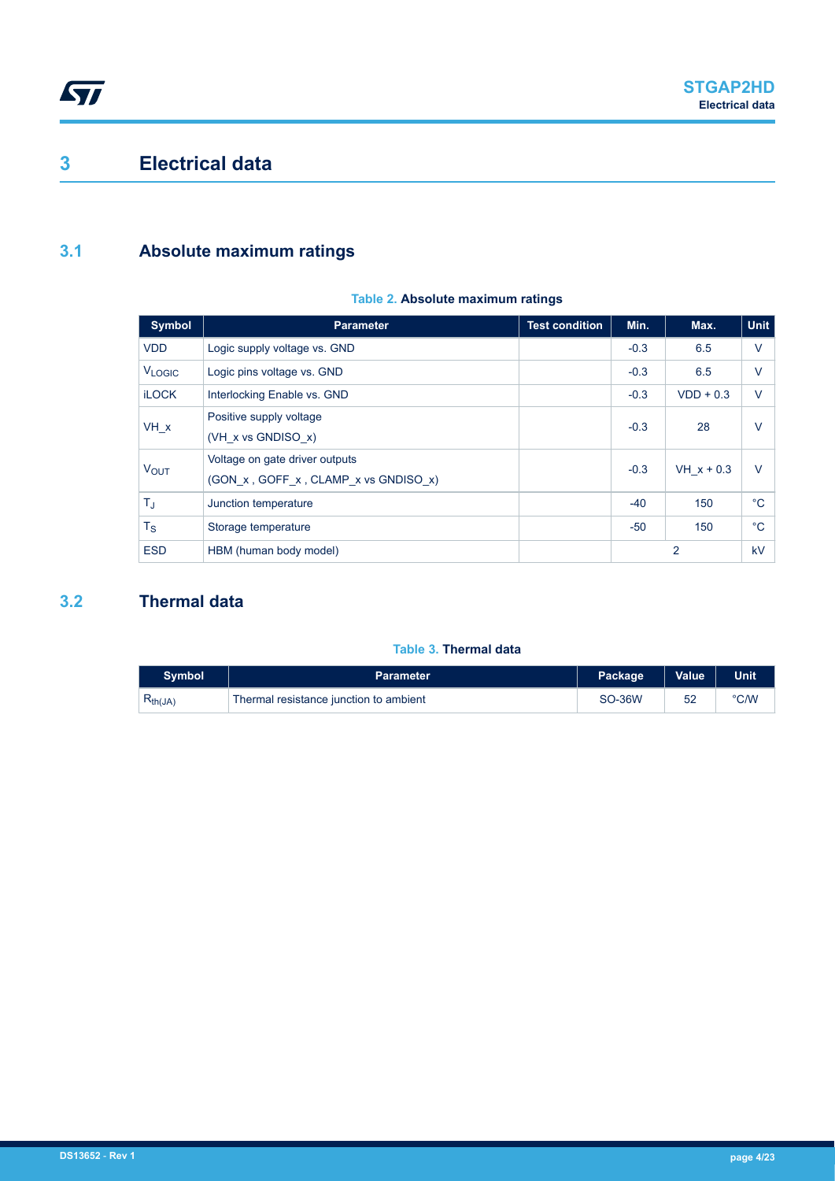# 3 Electrical data

## 3.1 Absolute maximum ratings

**Table 2. Absolute maximum ratings**

| Symbol | Parameter | Test condition | Min. | Max. | Unit |
|---|---|---|---|---|---|
| VDD | Logic supply voltage vs. GND | | -0.3 | 6.5 | V |
| $V_{LOGIC}$ | Logic pins voltage vs. GND | | -0.3 | 6.5 | V |
| iLOCK | Interlocking Enable vs. GND | | -0.3 | VDD + 0.3 | V |
| VH_x | Positive supply voltage (VH_x vs GNDISO_x) | | -0.3 | 28 | V |
| $V_{OUT}$ | Voltage on gate driver outputs (GON_x , GOFF_x , CLAMP_x vs GNDISO_x) | | -0.3 | VH_x + 0.3 | V |
| $T_J$ | Junction temperature | | -40 | 150 | °C |
| $T_S$ | Storage temperature | | -50 | 150 | °C |
| ESD | HBM (human body model) | | 2 | | kV |

## 3.2 Thermal data

**Table 3. Thermal data**

| Symbol | Parameter | Package | Value | Unit |
|---|---|---|---|---|
| $R_{th(JA)}$ | Thermal resistance junction to ambient | SO-36W | 52 | °C/W |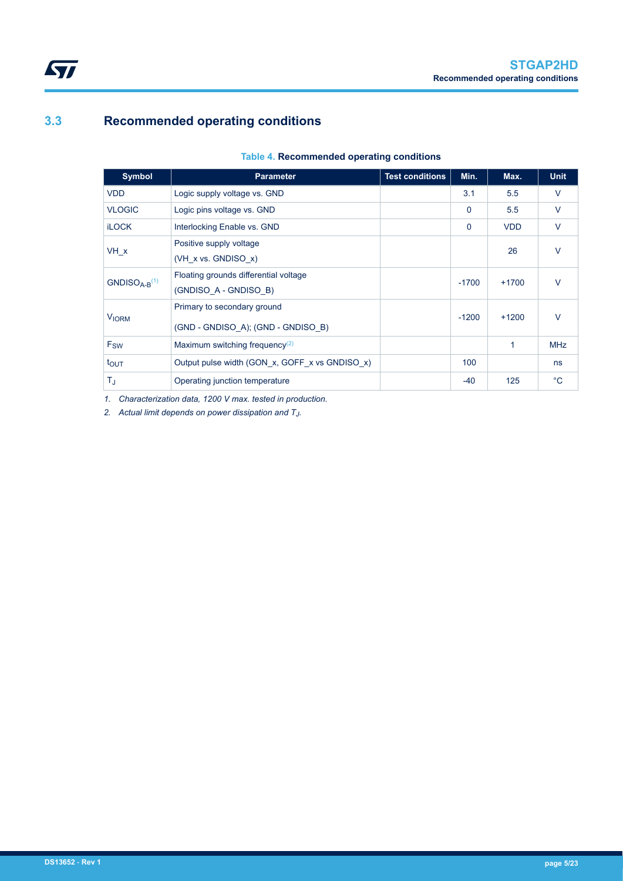## 3.3 Recommended operating conditions

**Table 4. Recommended operating conditions**

| Symbol | Parameter | Test conditions | Min. | Max. | Unit |
|---|---|---|---|---|---|
| VDD | Logic supply voltage vs. GND | | 3.1 | 5.5 | V |
| VLOGIC | Logic pins voltage vs. GND | | 0 | 5.5 | V |
| iLOCK | Interlocking Enable vs. GND | | 0 | VDD | V |
| VH_x | Positive supply voltage (VH_x vs. GNDISO_x) | | | 26 | V |
| $GNDISO_{A-B}$[(1)] | Floating grounds differential voltage (GNDISO_A - GNDISO_B) | | -1700 | +1700 | V |
| $V_{IORM}$ | Primary to secondary ground (GND - GNDISO_A); (GND - GNDISO_B) | | -1200 | +1200 | V |
| $F_{SW}$ | Maximum switching frequency[(2)] | | | 1 | MHz |
| $t_{OUT}$ | Output pulse width (GON_x, GOFF_x vs GNDISO_x) | | 100 | | ns |
| $T_J$ | Operating junction temperature | | -40 | 125 | °C |

1. *Characterization data, 1200 V max. tested in production.*
2. *Actual limit depends on power dissipation and $T_J$.*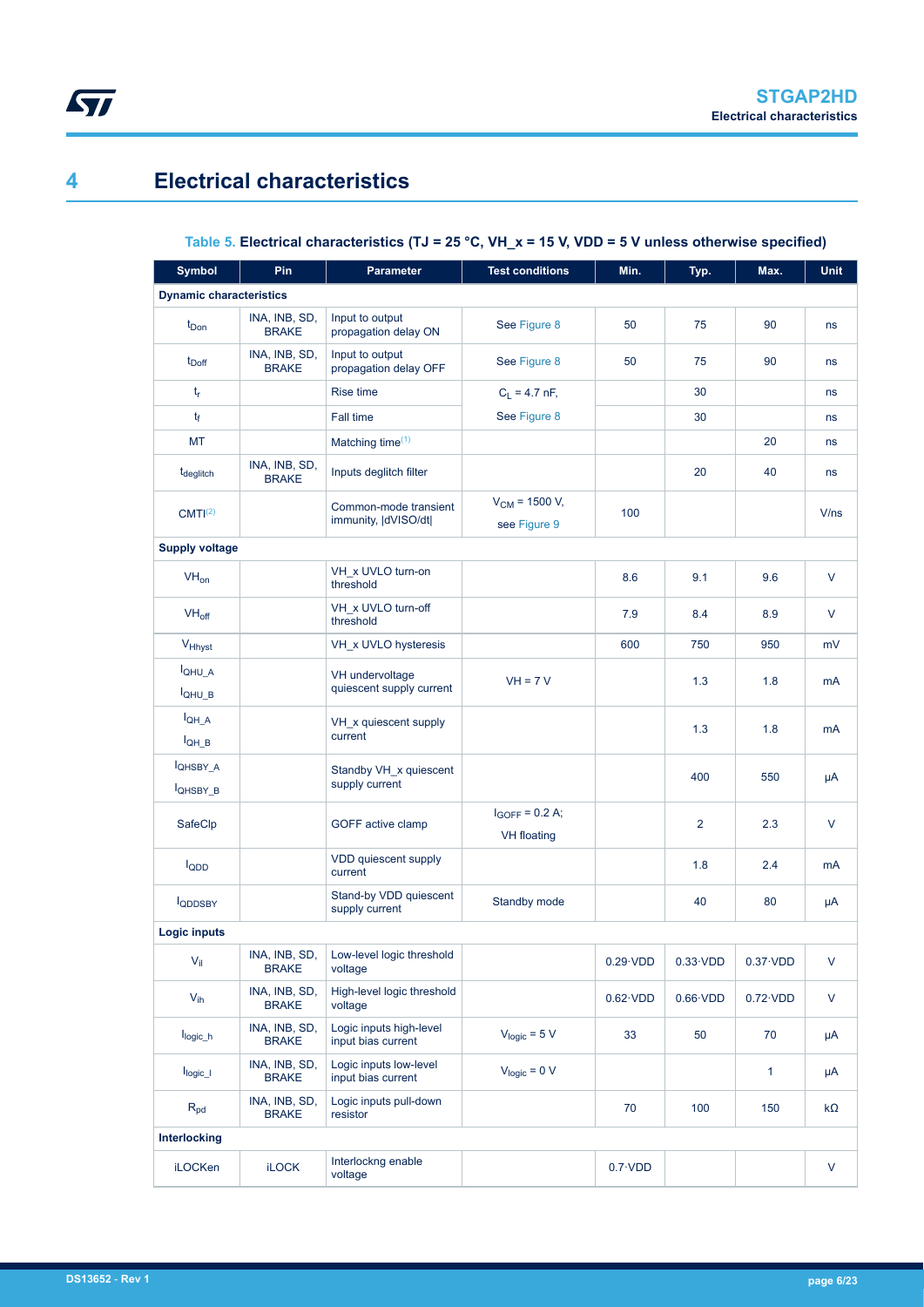# 4 Electrical characteristics

**Table 5. Electrical characteristics (TJ = 25 °C, VH_x = 15 V, VDD = 5 V unless otherwise specified)**

| Symbol | Pin | Parameter | Test conditions | Min. | Typ. | Max. | Unit |
|---|---|---|---|---|---|---|---|
| **Dynamic characteristics** | | | | | | | |
| $t_{Don}$ | INA, INB, SD, BRAKE | Input to output propagation delay ON | See Figure 8 | 50 | 75 | 90 | ns |
| $t_{Doff}$ | INA, INB, SD, BRAKE | Input to output propagation delay OFF | See Figure 8 | 50 | 75 | 90 | ns |
| $t_r$ | | Rise time | $C_L$ = 4.7 nF, See Figure 8 | | 30 | | ns |
| $t_f$ | | Fall time | | | 30 | | ns |
| MT | | Matching time[1] | | | | 20 | ns |
| $t_{deglitch}$ | INA, INB, SD, BRAKE | Inputs deglitch filter | | | 20 | 40 | ns |
| CMTI[2] | | Common-mode transient immunity, \|dVISO/dt\| | $V_{CM}$ = 1500 V, see Figure 9 | 100 | | | V/ns |
| **Supply voltage** | | | | | | | |
| $VH_{on}$ | | VH_x UVLO turn-on threshold | | 8.6 | 9.1 | 9.6 | V |
| $VH_{off}$ | | VH_x UVLO turn-off threshold | | 7.9 | 8.4 | 8.9 | V |
| $V_{Hhyst}$ | | VH_x UVLO hysteresis | | 600 | 750 | 950 | mV |
| $I_{QHU\_A}$ $I_{QHU\_B}$ | | VH undervoltage quiescent supply current | VH = 7 V | | 1.3 | 1.8 | mA |
| $I_{QH\_A}$ $I_{QH\_B}$ | | VH_x quiescent supply current | | | 1.3 | 1.8 | mA |
| $I_{QHSBY\_A}$ $I_{QHSBY\_B}$ | | Standby VH_x quiescent supply current | | | 400 | 550 | µA |
| SafeClp | | GOFF active clamp | $I_{GOFF}$ = 0.2 A; VH floating | | 2 | 2.3 | V |
| $I_{QDD}$ | | VDD quiescent supply current | | | 1.8 | 2.4 | mA |
| $I_{QDDSBY}$ | | Stand-by VDD quiescent supply current | Standby mode | | 40 | 80 | µA |
| **Logic inputs** | | | | | | | |
| $V_{il}$ | INA, INB, SD, BRAKE | Low-level logic threshold voltage | | 0.29·VDD | 0.33·VDD | 0.37·VDD | V |
| $V_{ih}$ | INA, INB, SD, BRAKE | High-level logic threshold voltage | | 0.62·VDD | 0.66·VDD | 0.72·VDD | V |
| $I_{logic\_h}$ | INA, INB, SD, BRAKE | Logic inputs high-level input bias current | $V_{logic}$ = 5 V | 33 | 50 | 70 | µA |
| $I_{logic\_l}$ | INA, INB, SD, BRAKE | Logic inputs low-level input bias current | $V_{logic}$ = 0 V | | | 1 | µA |
| $R_{pd}$ | INA, INB, SD, BRAKE | Logic inputs pull-down resistor | | 70 | 100 | 150 | kΩ |
| **Interlocking** | | | | | | | |
| iLOCKen | iLOCK | Interlockng enable voltage | | 0.7·VDD | | | V |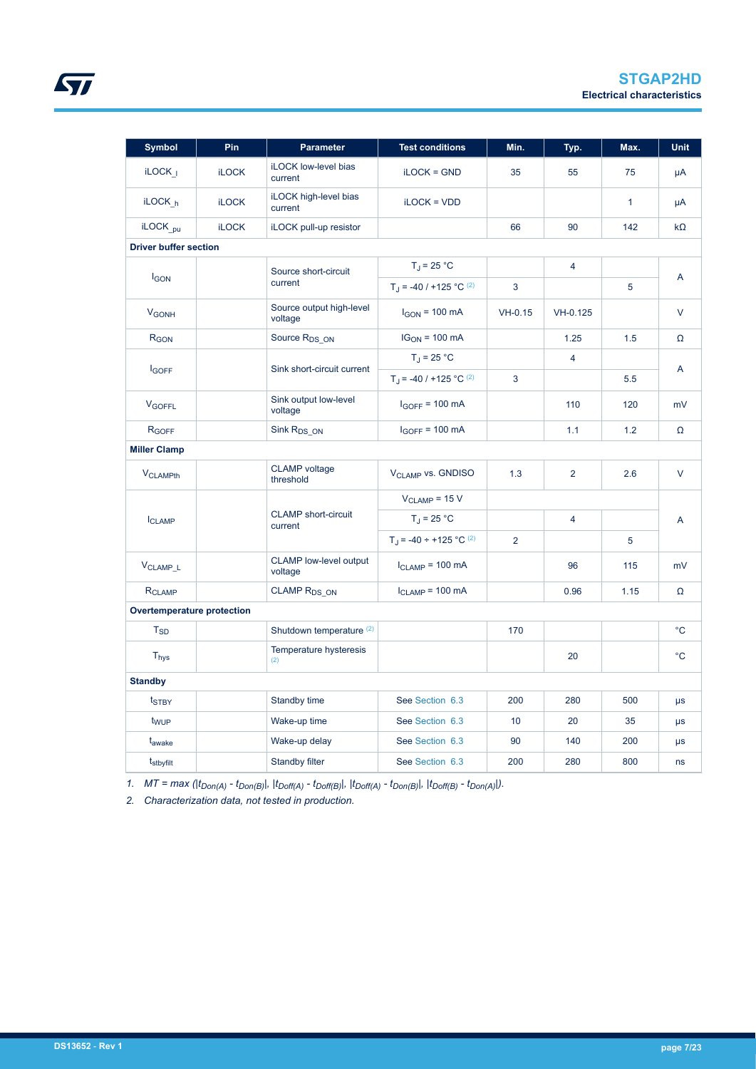| Symbol | Pin | Parameter | Test conditions | Min. | Typ. | Max. | Unit |
|---|---|---|---|---|---|---|---|
| $iLOCK_{\_l}$ | iLOCK | iLOCK low-level bias current | iLOCK = GND | 35 | 55 | 75 | µA |
| $iLOCK_{\_h}$ | iLOCK | iLOCK high-level bias current | iLOCK = VDD | | | 1 | µA |
| $iLOCK_{\_pu}$ | iLOCK | iLOCK pull-up resistor | | 66 | 90 | 142 | kΩ |
| **Driver buffer section** | | | | | | | |
| $I_{GON}$ | | Source short-circuit current | $T_J$ = 25 °C | | 4 | | A |
| | | | $T_J$ = -40 / +125 °C (2) | 3 | | 5 | |
| $V_{GONH}$ | | Source output high-level voltage | $I_{GON}$ = 100 mA | VH-0.15 | VH-0.125 | | V |
| $R_{GON}$ | | Source $R_{DS\_ON}$ | $IG_{ON}$ = 100 mA | | 1.25 | 1.5 | Ω |
| $I_{GOFF}$ | | Sink short-circuit current | $T_J$ = 25 °C | | 4 | | A |
| | | | $T_J$ = -40 / +125 °C (2) | 3 | | 5.5 | |
| $V_{GOFFL}$ | | Sink output low-level voltage | $I_{GOFF}$ = 100 mA | | 110 | 120 | mV |
| $R_{GOFF}$ | | Sink $R_{DS\_ON}$ | $I_{GOFF}$ = 100 mA | | 1.1 | 1.2 | Ω |
| **Miller Clamp** | | | | | | | |
| $V_{CLAMPth}$ | | CLAMP voltage threshold | $V_{CLAMP}$ vs. GNDISO | 1.3 | 2 | 2.6 | V |
| $I_{CLAMP}$ | | CLAMP short-circuit current | $V_{CLAMP}$ = 15 V | | | | A |
| | | | $T_J$ = 25 °C | | 4 | | |
| | | | $T_J$ = -40 ÷ +125 °C (2) | 2 | | 5 | |
| $V_{CLAMP\_L}$ | | CLAMP low-level output voltage | $I_{CLAMP}$ = 100 mA | | 96 | 115 | mV |
| $R_{CLAMP}$ | | CLAMP $R_{DS\_ON}$ | $I_{CLAMP}$ = 100 mA | | 0.96 | 1.15 | Ω |
| **Overtemperature protection** | | | | | | | |
| $T_{SD}$ | | Shutdown temperature (2) | | 170 | | | °C |
| $T_{hys}$ | | Temperature hysteresis (2) | | | 20 | | °C |
| **Standby** | | | | | | | |
| $t_{STBY}$ | | Standby time | See Section 6.3 | 200 | 280 | 500 | µs |
| $t_{WUP}$ | | Wake-up time | See Section 6.3 | 10 | 20 | 35 | µs |
| $t_{awake}$ | | Wake-up delay | See Section 6.3 | 90 | 140 | 200 | µs |
| $t_{stbyfilt}$ | | Standby filter | See Section 6.3 | 200 | 280 | 800 | ns |

1. *MT = max* ($|t_{Don(A)} - t_{Don(B)}|$, $|t_{Doff(A)} - t_{Doff(B)}|$, $|t_{Doff(A)} - t_{Don(B)}|$, $|t_{Doff(B)} - t_{Don(A)}|$).
2. *Characterization data, not tested in production.*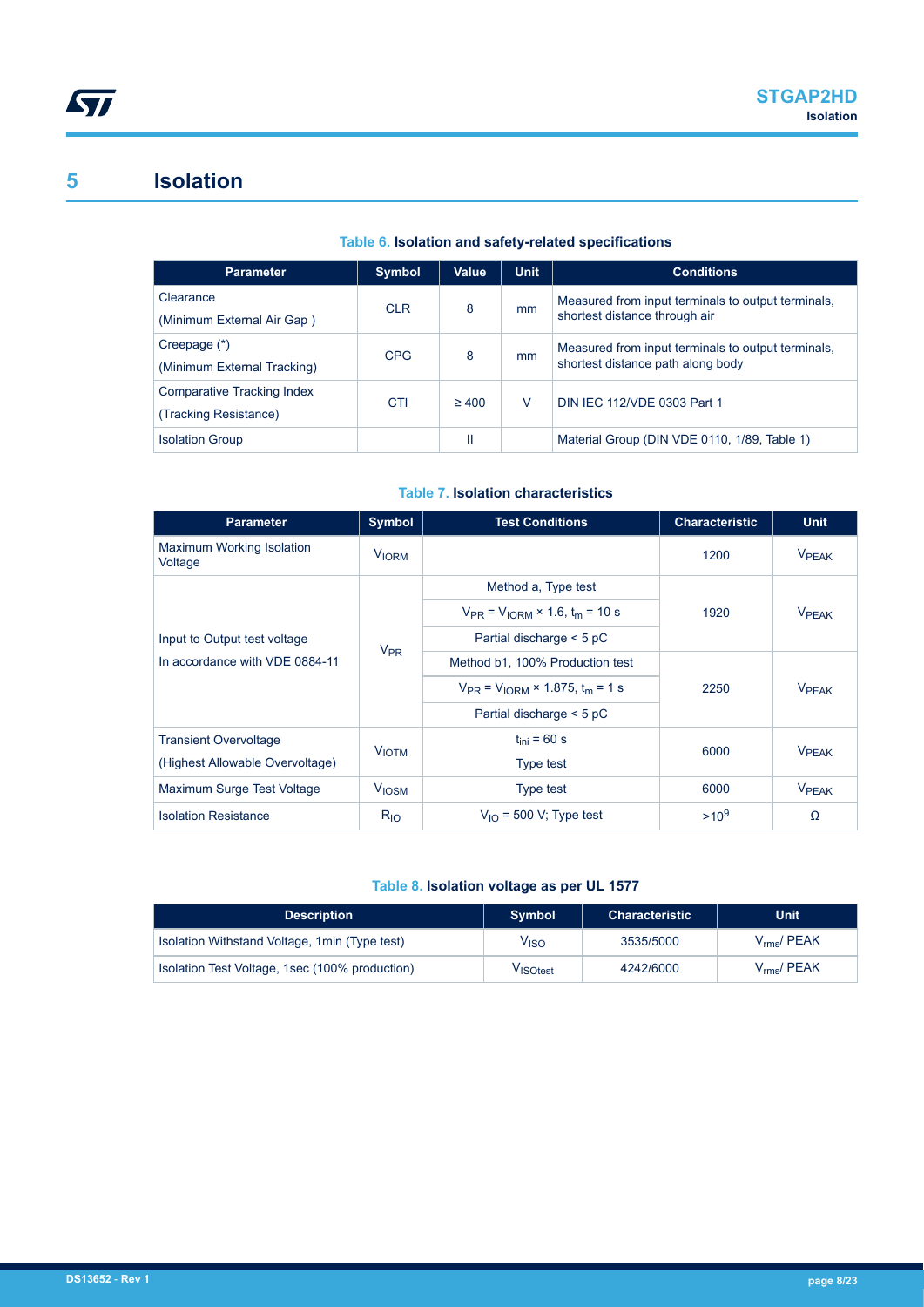# 5 Isolation

**Table 6. Isolation and safety-related specifications**

| Parameter | Symbol | Value | Unit | Conditions |
|---|---|---|---|---|
| Clearance (Minimum External Air Gap ) | CLR | 8 | mm | Measured from input terminals to output terminals, shortest distance through air |
| Creepage (*) (Minimum External Tracking) | CPG | 8 | mm | Measured from input terminals to output terminals, shortest distance path along body |
| Comparative Tracking Index (Tracking Resistance) | CTI | ≥ 400 | V | DIN IEC 112/VDE 0303 Part 1 |
| Isolation Group | | II | | Material Group (DIN VDE 0110, 1/89, Table 1) |

**Table 7. Isolation characteristics**

| Parameter | Symbol | Test Conditions | Characteristic | Unit |
|---|---|---|---|---|
| Maximum Working Isolation Voltage | $V_{IORM}$ | | 1200 | $V_{PEAK}$ |
| Input to Output test voltage In accordance with VDE 0884-11 | $V_{PR}$ | Method a, Type test<br>$V_{PR} = V_{IORM} \times 1.6$, $t_m = 10$ s<br>Partial discharge < 5 pC | 1920 | $V_{PEAK}$ |
| | | Method b1, 100% Production test<br>$V_{PR} = V_{IORM} \times 1.875$, $t_m = 1$ s<br>Partial discharge < 5 pC | 2250 | $V_{PEAK}$ |
| Transient Overvoltage (Highest Allowable Overvoltage) | $V_{IOTM}$ | $t_{ini} = 60$ s<br>Type test | 6000 | $V_{PEAK}$ |
| Maximum Surge Test Voltage | $V_{IOSM}$ | Type test | 6000 | $V_{PEAK}$ |
| Isolation Resistance | $R_{IO}$ | $V_{IO} = 500$ V; Type test | $>10^9$ | Ω |

**Table 8. Isolation voltage as per UL 1577**

| Description | Symbol | Characteristic | Unit |
|---|---|---|---|
| Isolation Withstand Voltage, 1min (Type test) | $V_{ISO}$ | 3535/5000 | $V_{rms}$/ PEAK |
| Isolation Test Voltage, 1sec (100% production) | $V_{ISOtest}$ | 4242/6000 | $V_{rms}$/ PEAK |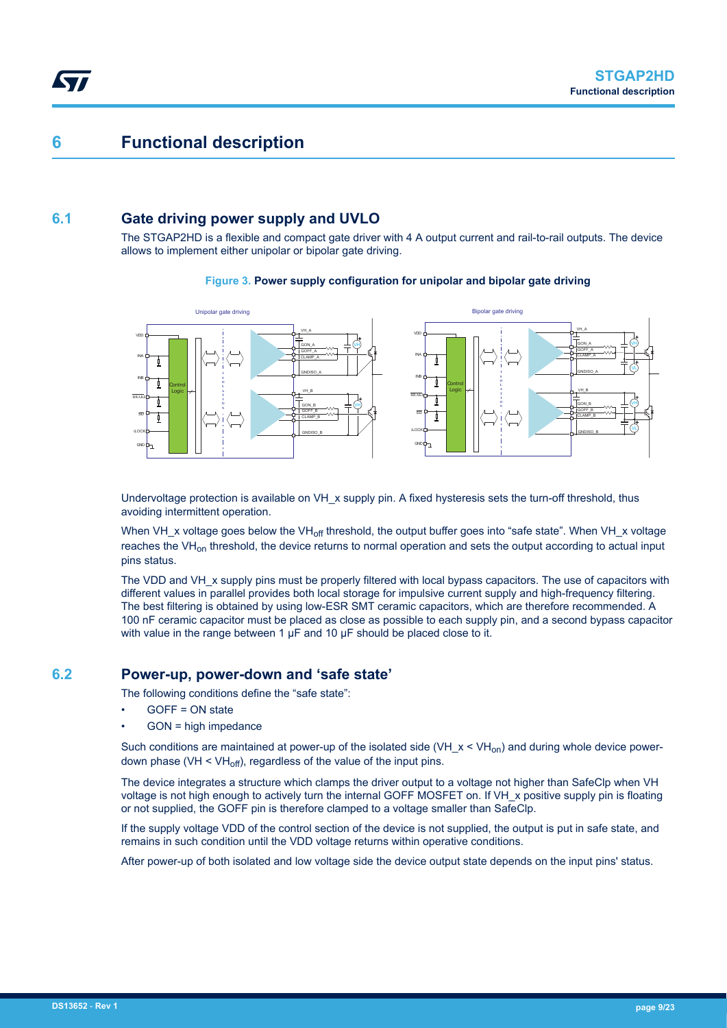# 6 Functional description

## 6.1 Gate driving power supply and UVLO

The STGAP2HD is a flexible and compact gate driver with 4 A output current and rail-to-rail outputs. The device allows to implement either unipolar or bipolar gate driving.

**Figure 3. Power supply configuration for unipolar and bipolar gate driving**

Undervoltage protection is available on VH_x supply pin. A fixed hysteresis sets the turn-off threshold, thus avoiding intermittent operation.

When VH_x voltage goes below the $VH_{off}$ threshold, the output buffer goes into "safe state". When VH_x voltage reaches the $VH_{on}$ threshold, the device returns to normal operation and sets the output according to actual input pins status.

The VDD and VH_x supply pins must be properly filtered with local bypass capacitors. The use of capacitors with different values in parallel provides both local storage for impulsive current supply and high-frequency filtering. The best filtering is obtained by using low-ESR SMT ceramic capacitors, which are therefore recommended. A 100 nF ceramic capacitor must be placed as close as possible to each supply pin, and a second bypass capacitor with value in the range between 1 µF and 10 µF should be placed close to it.

## 6.2 Power-up, power-down and 'safe state'

The following conditions define the "safe state":

- GOFF = ON state
- GON = high impedance

Such conditions are maintained at power-up of the isolated side (VH_x < $VH_{on}$) and during whole device power-down phase (VH < $VH_{off}$), regardless of the value of the input pins.

The device integrates a structure which clamps the driver output to a voltage not higher than SafeClp when VH voltage is not high enough to actively turn the internal GOFF MOSFET on. If VH_x positive supply pin is floating or not supplied, the GOFF pin is therefore clamped to a voltage smaller than SafeClp.

If the supply voltage VDD of the control section of the device is not supplied, the output is put in safe state, and remains in such condition until the VDD voltage returns within operative conditions.

After power-up of both isolated and low voltage side the device output state depends on the input pins' status.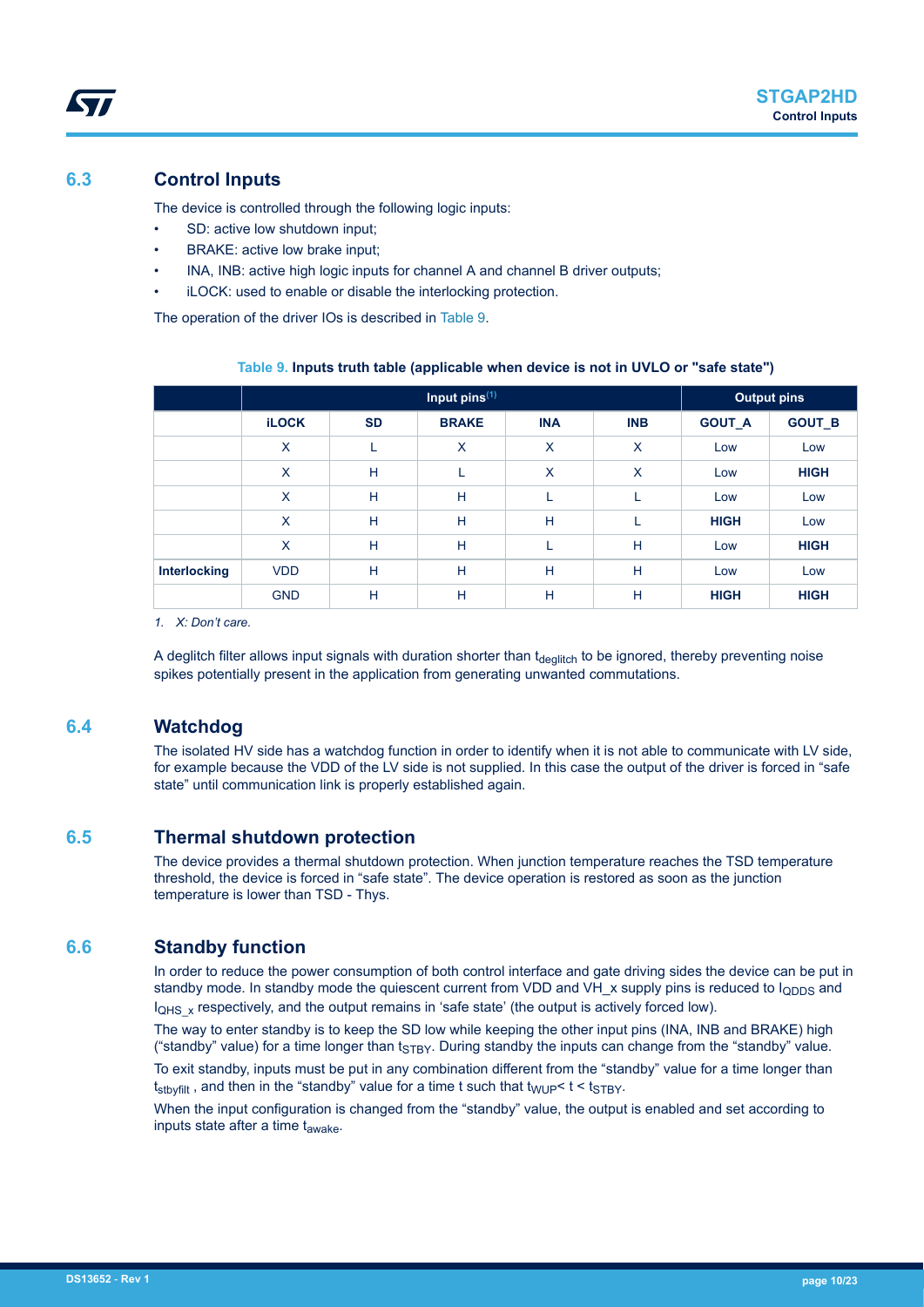## 6.3 Control Inputs

The device is controlled through the following logic inputs:

- SD: active low shutdown input;
- BRAKE: active low brake input;
- INA, INB: active high logic inputs for channel A and channel B driver outputs;
- iLOCK: used to enable or disable the interlocking protection.

The operation of the driver IOs is described in Table 9.

**Table 9. Inputs truth table (applicable when device is not in UVLO or "safe state")**

| | Input pins[(1)] | | | | | Output pins | |
|---|---|---|---|---|---|---|---|
| | **iLOCK** | **SD** | **BRAKE** | **INA** | **INB** | **GOUT_A** | **GOUT_B** |
| | X | L | X | X | X | Low | Low |
| | X | H | L | X | X | Low | **HIGH** |
| | X | H | H | L | L | Low | Low |
| | X | H | H | H | L | **HIGH** | Low |
| | X | H | H | L | H | Low | **HIGH** |
| **Interlocking** | VDD | H | H | H | H | Low | Low |
| | GND | H | H | H | H | **HIGH** | **HIGH** |

*1. X: Don't care.*

A deglitch filter allows input signals with duration shorter than $t_{deglitch}$ to be ignored, thereby preventing noise spikes potentially present in the application from generating unwanted commutations.

## 6.4 Watchdog

The isolated HV side has a watchdog function in order to identify when it is not able to communicate with LV side, for example because the VDD of the LV side is not supplied. In this case the output of the driver is forced in "safe state" until communication link is properly established again.

## 6.5 Thermal shutdown protection

The device provides a thermal shutdown protection. When junction temperature reaches the TSD temperature threshold, the device is forced in "safe state". The device operation is restored as soon as the junction temperature is lower than TSD - Thys.

## 6.6 Standby function

In order to reduce the power consumption of both control interface and gate driving sides the device can be put in standby mode. In standby mode the quiescent current from VDD and VH_x supply pins is reduced to $I_{QDDS}$ and $I_{QHS\_x}$ respectively, and the output remains in 'safe state' (the output is actively forced low).

The way to enter standby is to keep the SD low while keeping the other input pins (INA, INB and BRAKE) high ("standby" value) for a time longer than $t_{STBY}$. During standby the inputs can change from the "standby" value.

To exit standby, inputs must be put in any combination different from the "standby" value for a time longer than $t_{stbyfilt}$ , and then in the "standby" value for a time t such that $t_{WUP} < t < t_{STBY}$.

When the input configuration is changed from the "standby" value, the output is enabled and set according to inputs state after a time $t_{awake}$.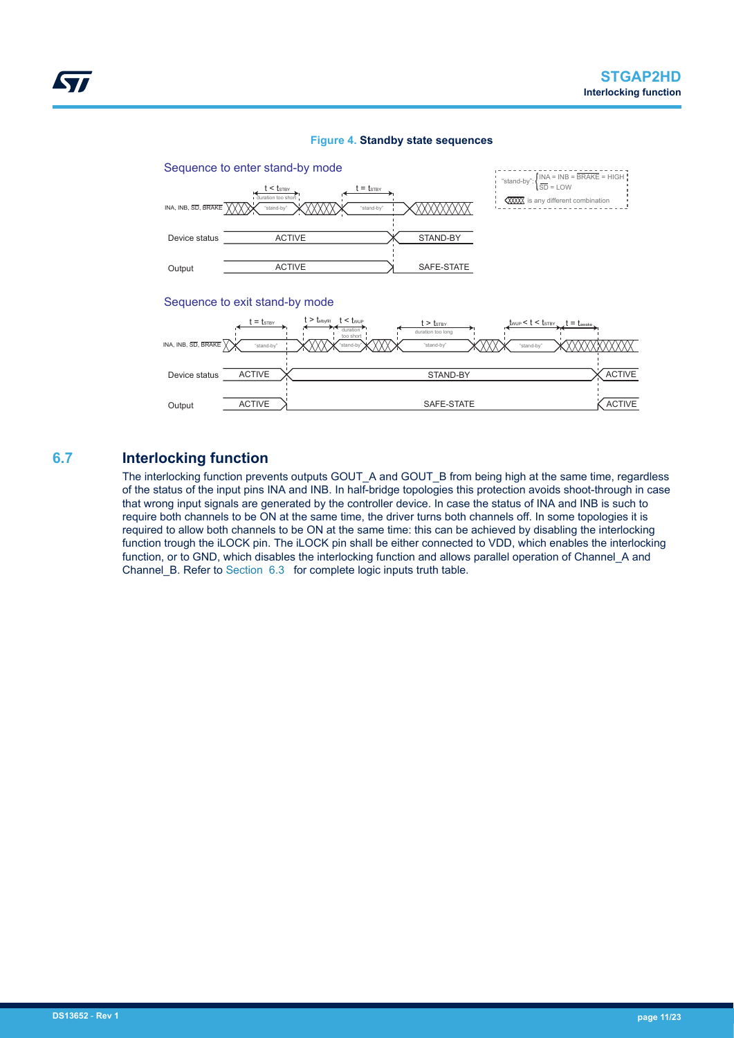**Figure 4. Standby state sequences**

## 6.7 Interlocking function

The interlocking function prevents outputs GOUT_A and GOUT_B from being high at the same time, regardless of the status of the input pins INA and INB. In half-bridge topologies this protection avoids shoot-through in case that wrong input signals are generated by the controller device. In case the status of INA and INB is such to require both channels to be ON at the same time, the driver turns both channels off. In some topologies it is required to allow both channels to be ON at the same time: this can be achieved by disabling the interlocking function trough the iLOCK pin. The iLOCK pin shall be either connected to VDD, which enables the interlocking function, or to GND, which disables the interlocking function and allows parallel operation of Channel_A and Channel_B. Refer to Section 6.3 for complete logic inputs truth table.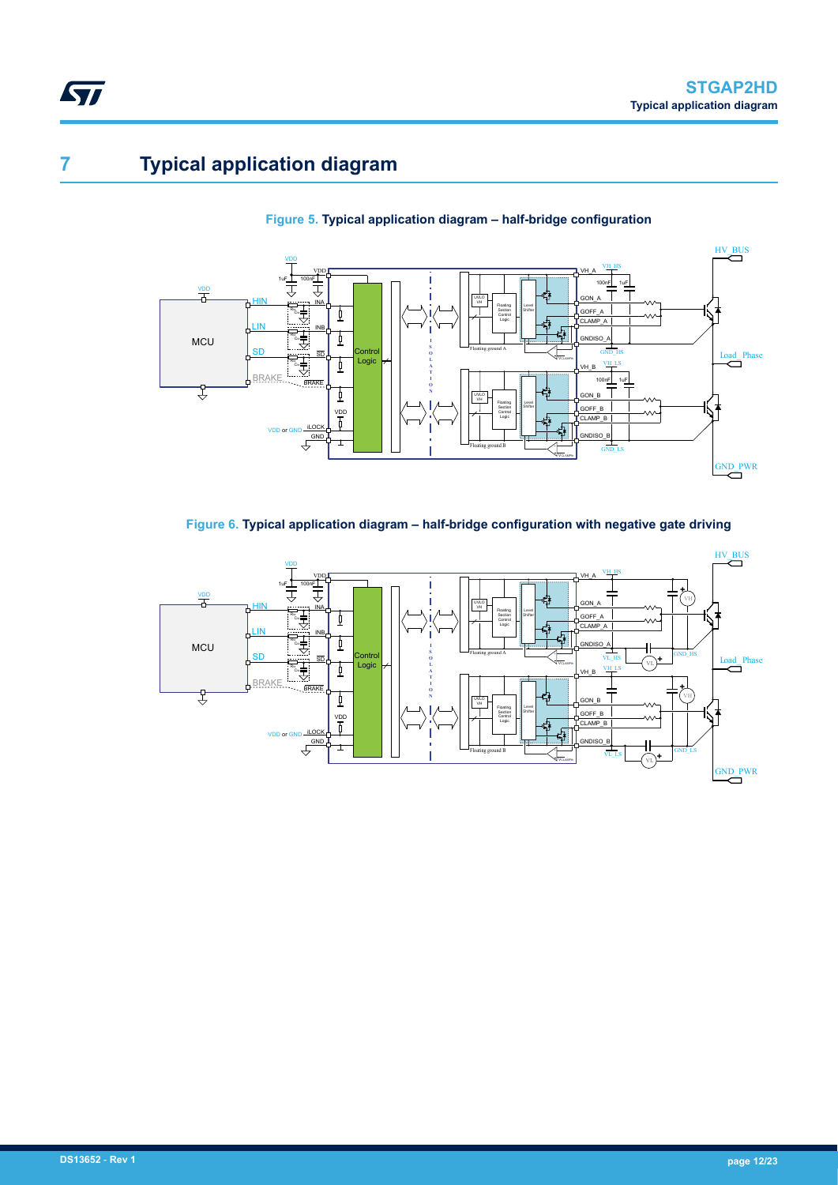# 7 Typical application diagram

**Figure 5. Typical application diagram – half-bridge configuration**

**Figure 6. Typical application diagram – half-bridge configuration with negative gate driving**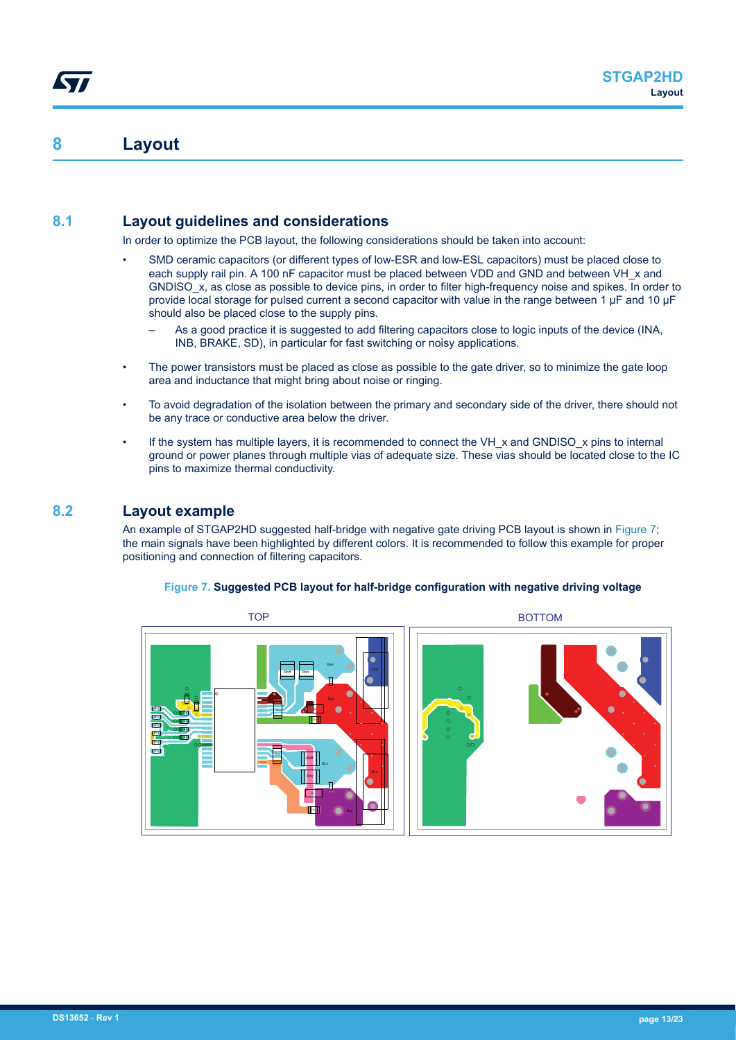# 8 Layout

## 8.1 Layout guidelines and considerations

In order to optimize the PCB layout, the following considerations should be taken into account:

- SMD ceramic capacitors (or different types of low-ESR and low-ESL capacitors) must be placed close to each supply rail pin. A 100 nF capacitor must be placed between VDD and GND and between VH_x and GNDISO_x, as close as possible to device pins, in order to filter high-frequency noise and spikes. In order to provide local storage for pulsed current a second capacitor with value in the range between 1 µF and 10 µF should also be placed close to the supply pins.
  - As a good practice it is suggested to add filtering capacitors close to logic inputs of the device (INA, INB, BRAKE, SD), in particular for fast switching or noisy applications.
- The power transistors must be placed as close as possible to the gate driver, so to minimize the gate loop area and inductance that might bring about noise or ringing.
- To avoid degradation of the isolation between the primary and secondary side of the driver, there should not be any trace or conductive area below the driver.
- If the system has multiple layers, it is recommended to connect the VH_x and GNDISO_x pins to internal ground or power planes through multiple vias of adequate size. These vias should be located close to the IC pins to maximize thermal conductivity.

## 8.2 Layout example

An example of STGAP2HD suggested half-bridge with negative gate driving PCB layout is shown in Figure 7; the main signals have been highlighted by different colors. It is recommended to follow this example for proper positioning and connection of filtering capacitors.

**Figure 7. Suggested PCB layout for half-bridge configuration with negative driving voltage**

TOP

BOTTOM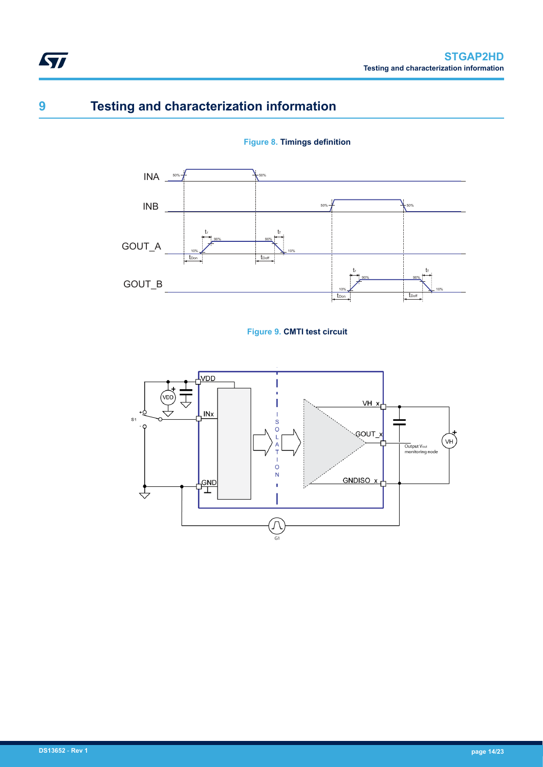# 9 Testing and characterization information

Figure 8. **Timings definition**

Figure 9. **CMTI test circuit**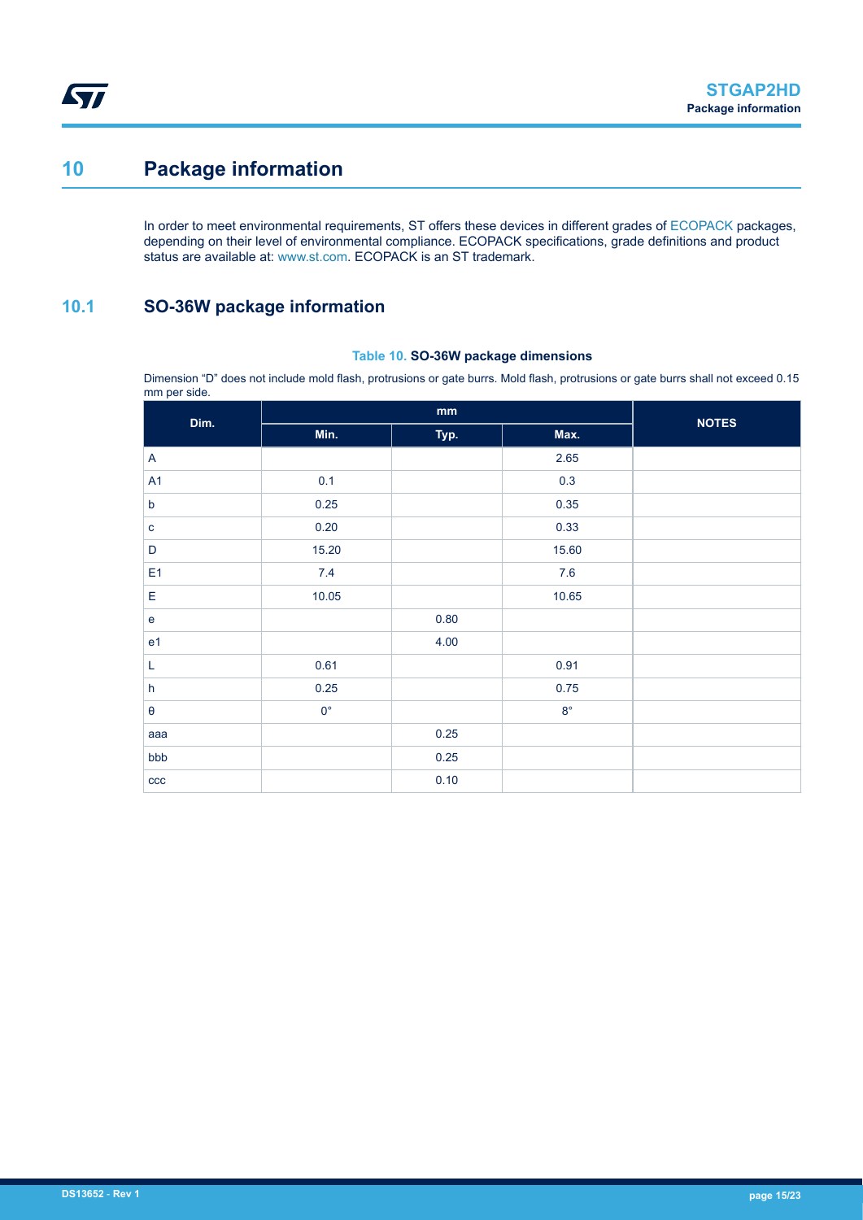# 10 Package information

In order to meet environmental requirements, ST offers these devices in different grades of ECOPACK packages, depending on their level of environmental compliance. ECOPACK specifications, grade definitions and product status are available at: www.st.com. ECOPACK is an ST trademark.

## 10.1 SO-36W package information

**Table 10. SO-36W package dimensions**

Dimension “D” does not include mold flash, protrusions or gate burrs. Mold flash, protrusions or gate burrs shall not exceed 0.15 mm per side.

| Dim. | mm | | | NOTES |
|---|---|---|---|---|
| | Min. | Typ. | Max. | |
| A | | | 2.65 | |
| A1 | 0.1 | | 0.3 | |
| b | 0.25 | | 0.35 | |
| c | 0.20 | | 0.33 | |
| D | 15.20 | | 15.60 | |
| E1 | 7.4 | | 7.6 | |
| E | 10.05 | | 10.65 | |
| e | | 0.80 | | |
| e1 | | 4.00 | | |
| L | 0.61 | | 0.91 | |
| h | 0.25 | | 0.75 | |
| θ | 0° | | 8° | |
| aaa | | 0.25 | | |
| bbb | | 0.25 | | |
| ccc | | 0.10 | | |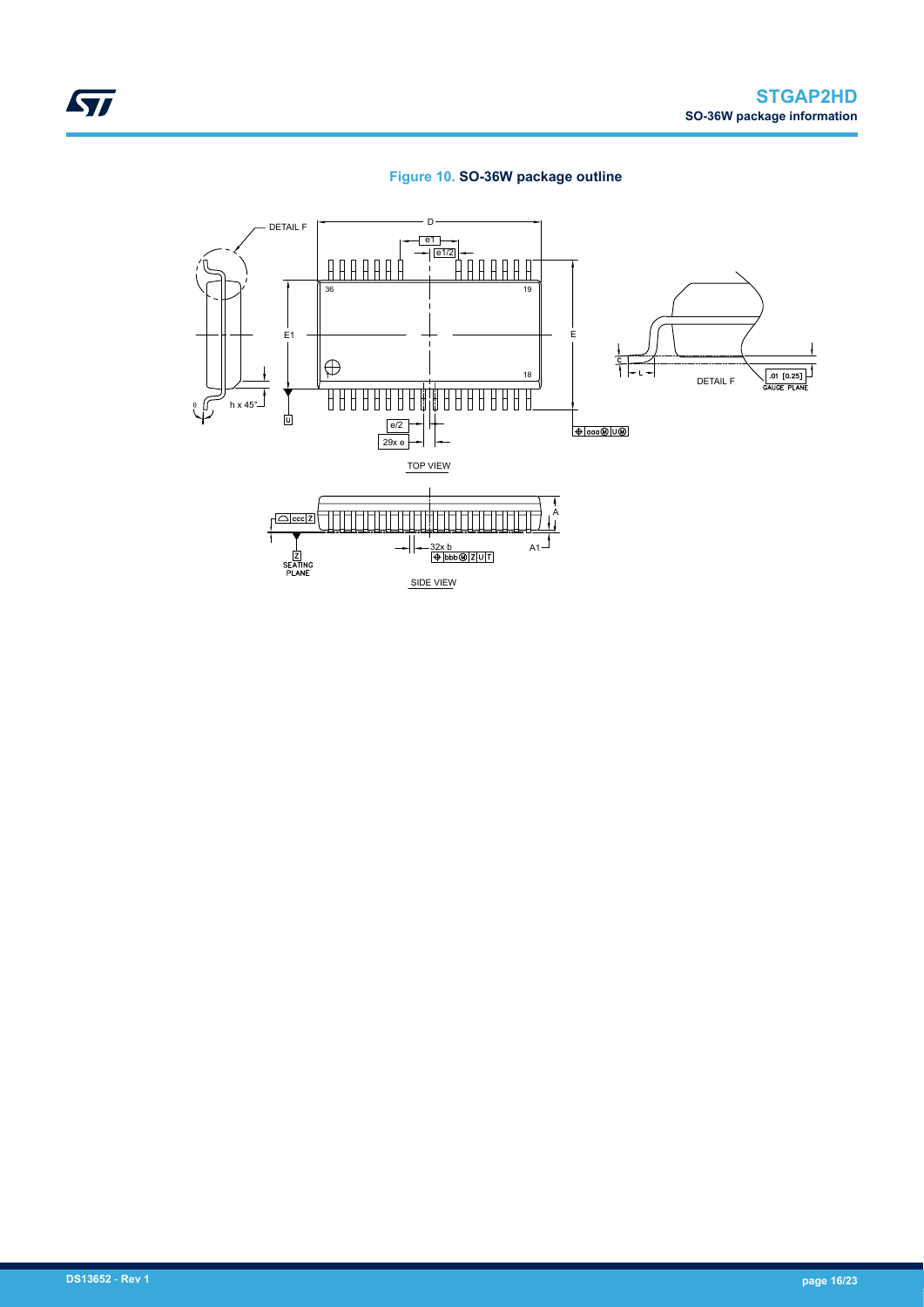**Figure 10. SO-36W package outline**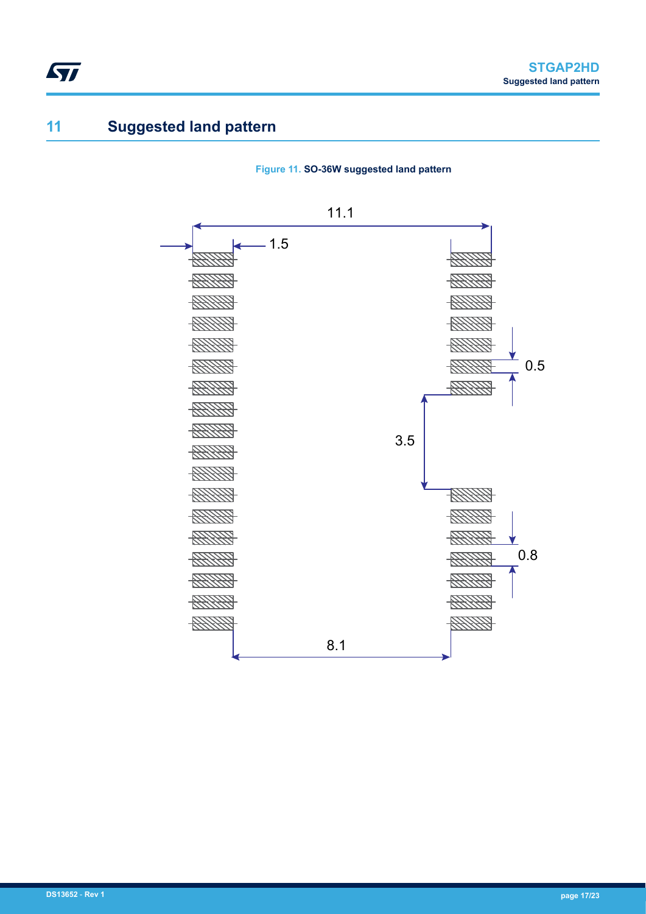# 11 Suggested land pattern

**Figure 11.** SO-36W suggested land pattern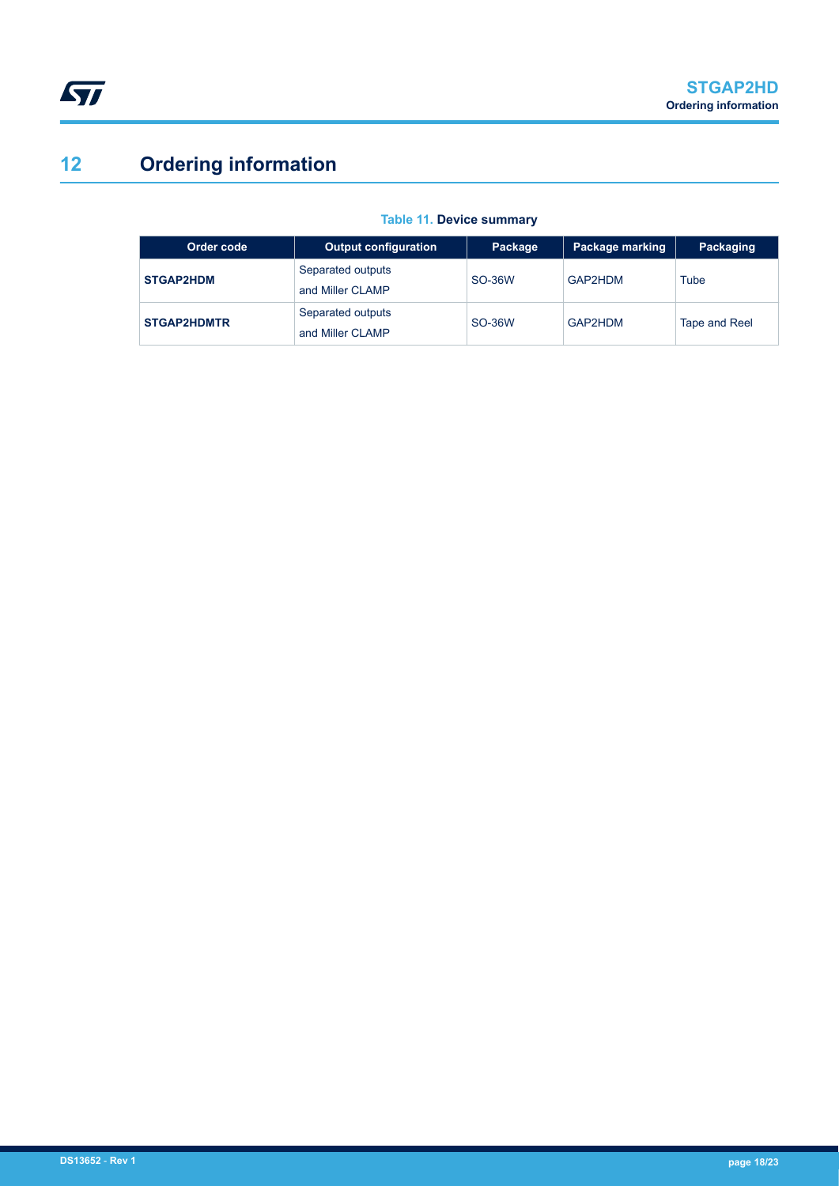# 12 Ordering information

**Table 11. Device summary**

| Order code | Output configuration | Package | Package marking | Packaging |
|---|---|---|---|---|
| **STGAP2HDM** | Separated outputs and Miller CLAMP | SO-36W | GAP2HDM | Tube |
| **STGAP2HDMTR** | Separated outputs and Miller CLAMP | SO-36W | GAP2HDM | Tape and Reel |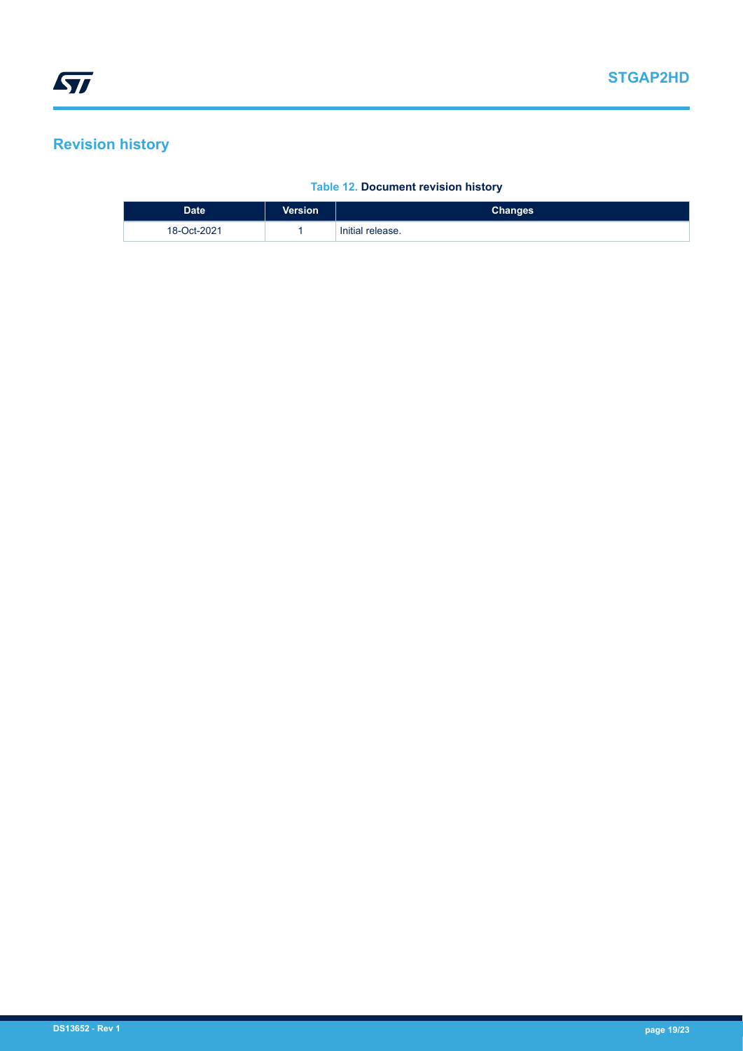# Revision history

**Table 12. Document revision history**

| Date | Version | Changes |
|---|---|---|
| 18-Oct-2021 | 1 | Initial release. |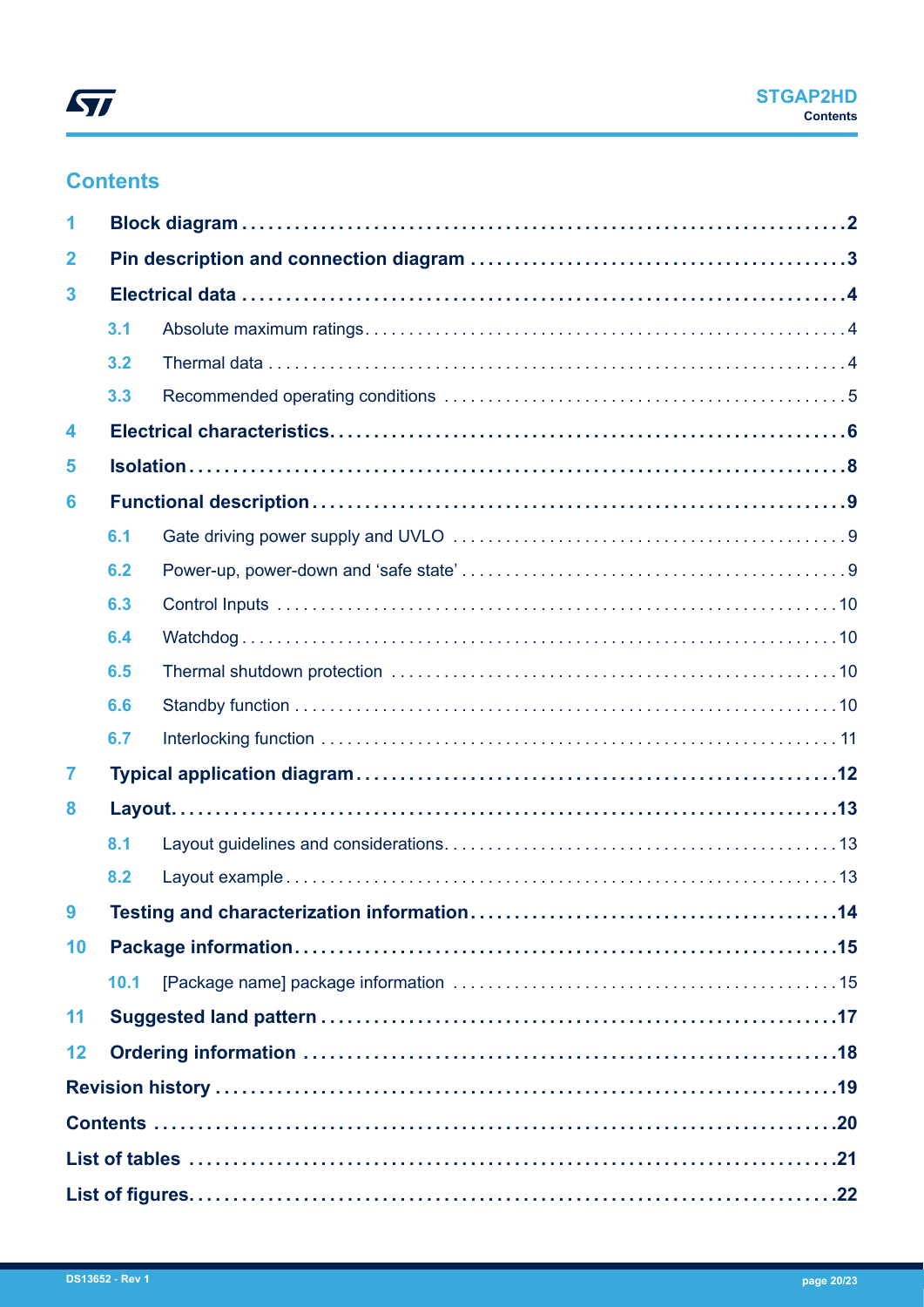## Contents

| | | |
|---|---|---|
| **1** | **Block diagram** | **2** |
| **2** | **Pin description and connection diagram** | **3** |
| **3** | **Electrical data** | **4** |
| 3.1 | Absolute maximum ratings | 4 |
| 3.2 | Thermal data | 4 |
| 3.3 | Recommended operating conditions | 5 |
| **4** | **Electrical characteristics** | **6** |
| **5** | **Isolation** | **8** |
| **6** | **Functional description** | **9** |
| 6.1 | Gate driving power supply and UVLO | 9 |
| 6.2 | Power-up, power-down and 'safe state' | 9 |
| 6.3 | Control Inputs | 10 |
| 6.4 | Watchdog | 10 |
| 6.5 | Thermal shutdown protection | 10 |
| 6.6 | Standby function | 10 |
| 6.7 | Interlocking function | 11 |
| **7** | **Typical application diagram** | **12** |
| **8** | **Layout** | **13** |
| 8.1 | Layout guidelines and considerations | 13 |
| 8.2 | Layout example | 13 |
| **9** | **Testing and characterization information** | **14** |
| **10** | **Package information** | **15** |
| 10.1 | [Package name] package information | 15 |
| **11** | **Suggested land pattern** | **17** |
| **12** | **Ordering information** | **18** |
| | **Revision history** | **19** |
| | **Contents** | **20** |
| | **List of tables** | **21** |
| | **List of figures** | **22** |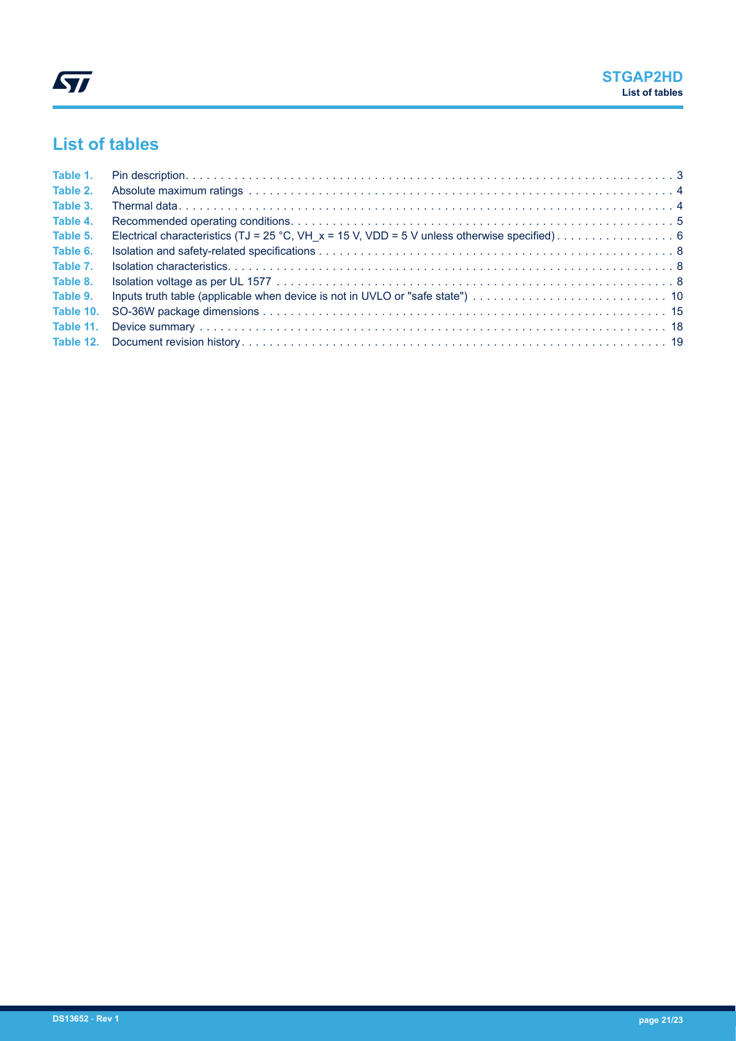# List of tables

| | | |
|---|---|---|
| Table 1. | Pin description | 3 |
| Table 2. | Absolute maximum ratings | 4 |
| Table 3. | Thermal data | 4 |
| Table 4. | Recommended operating conditions | 5 |
| Table 5. | Electrical characteristics (TJ = 25 °C, VH_x = 15 V, VDD = 5 V unless otherwise specified) | 6 |
| Table 6. | Isolation and safety-related specifications | 8 |
| Table 7. | Isolation characteristics | 8 |
| Table 8. | Isolation voltage as per UL 1577 | 8 |
| Table 9. | Inputs truth table (applicable when device is not in UVLO or "safe state") | 10 |
| Table 10. | SO-36W package dimensions | 15 |
| Table 11. | Device summary | 18 |
| Table 12. | Document revision history | 19 |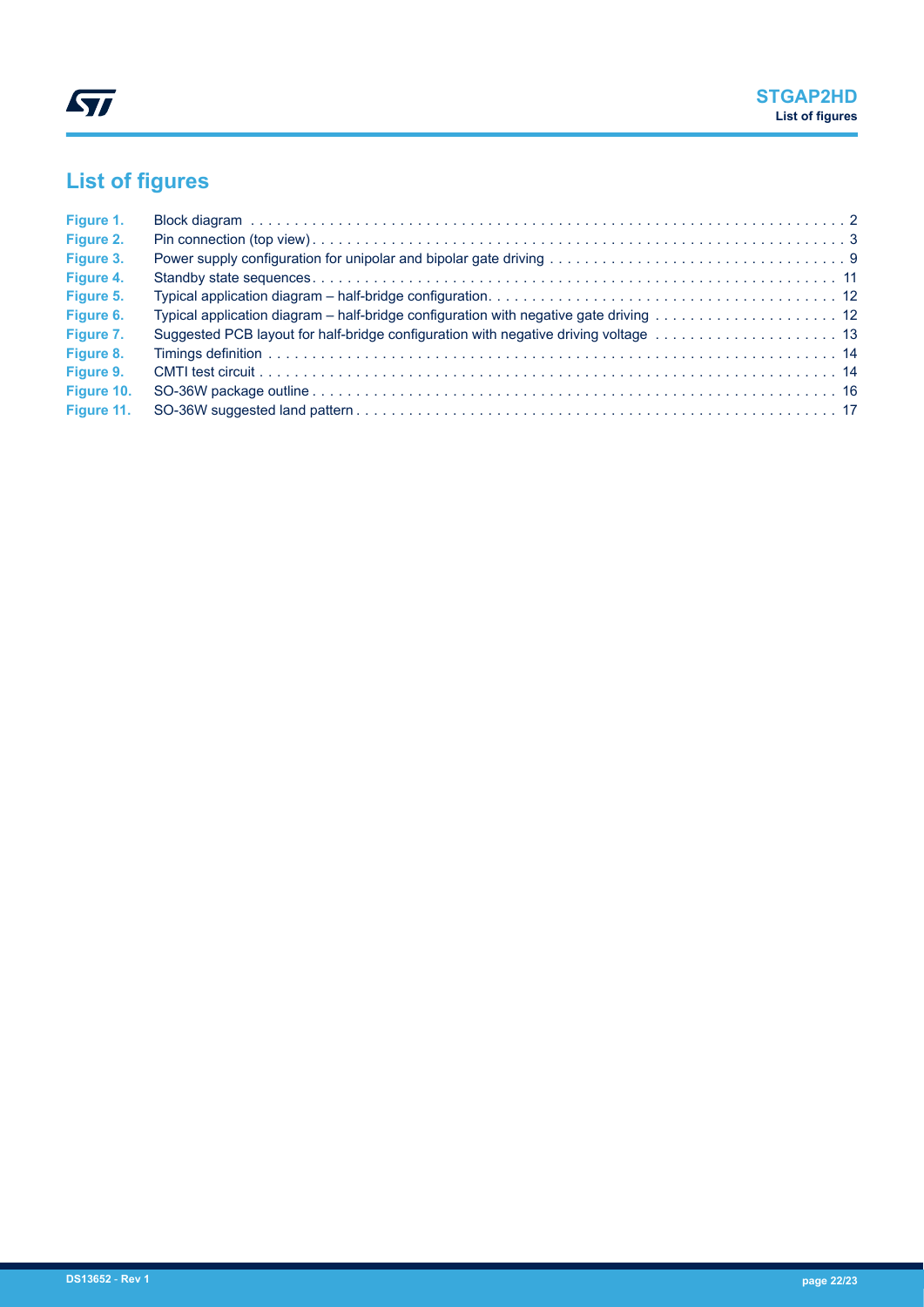# List of figures

| | | |
|---|---|---|
| **Figure 1.** | Block diagram | 2 |
| **Figure 2.** | Pin connection (top view) | 3 |
| **Figure 3.** | Power supply configuration for unipolar and bipolar gate driving | 9 |
| **Figure 4.** | Standby state sequences | 11 |
| **Figure 5.** | Typical application diagram – half-bridge configuration | 12 |
| **Figure 6.** | Typical application diagram – half-bridge configuration with negative gate driving | 12 |
| **Figure 7.** | Suggested PCB layout for half-bridge configuration with negative driving voltage | 13 |
| **Figure 8.** | Timings definition | 14 |
| **Figure 9.** | CMTI test circuit | 14 |
| **Figure 10.** | SO-36W package outline | 16 |
| **Figure 11.** | SO-36W suggested land pattern | 17 |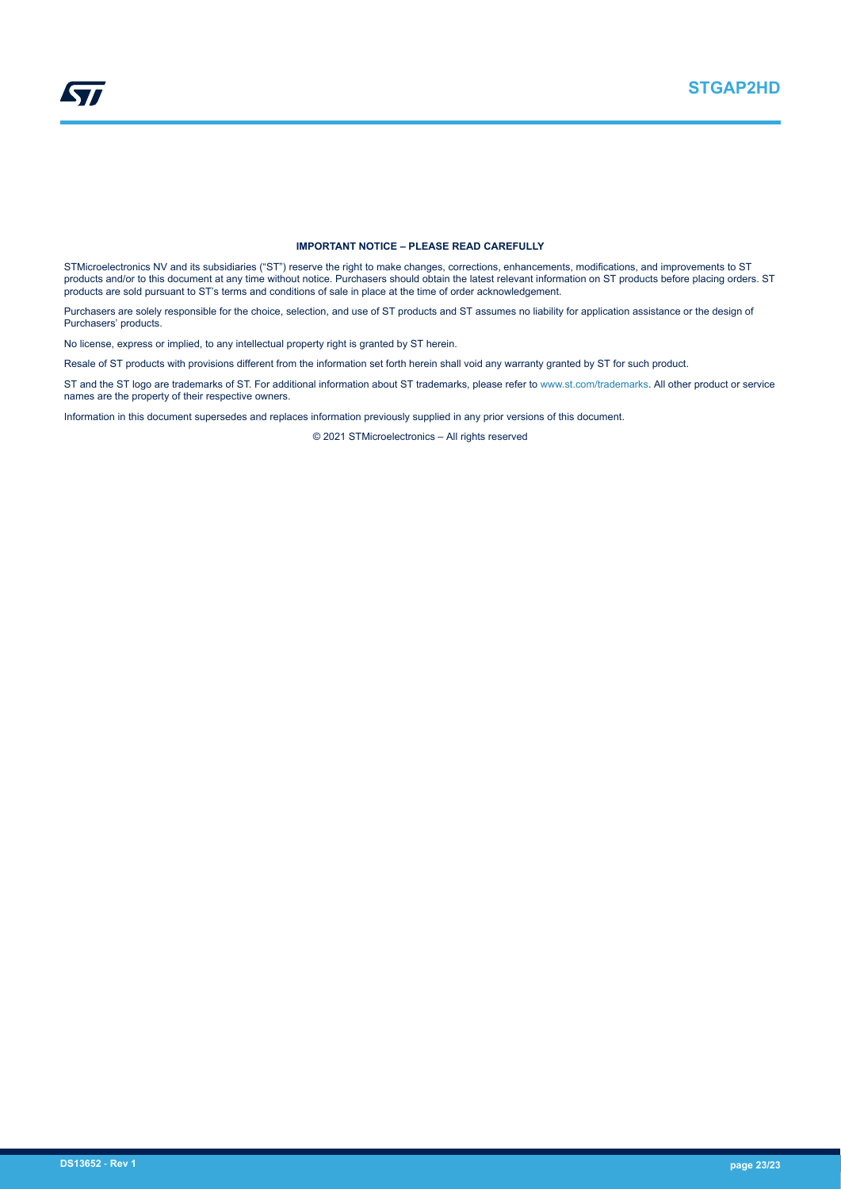**IMPORTANT NOTICE – PLEASE READ CAREFULLY**

STMicroelectronics NV and its subsidiaries ("ST") reserve the right to make changes, corrections, enhancements, modifications, and improvements to ST products and/or to this document at any time without notice. Purchasers should obtain the latest relevant information on ST products before placing orders. ST products are sold pursuant to ST's terms and conditions of sale in place at the time of order acknowledgement.

Purchasers are solely responsible for the choice, selection, and use of ST products and ST assumes no liability for application assistance or the design of Purchasers' products.

No license, express or implied, to any intellectual property right is granted by ST herein.

Resale of ST products with provisions different from the information set forth herein shall void any warranty granted by ST for such product.

ST and the ST logo are trademarks of ST. For additional information about ST trademarks, please refer to www.st.com/trademarks. All other product or service names are the property of their respective owners.

Information in this document supersedes and replaces information previously supplied in any prior versions of this document.

© 2021 STMicroelectronics – All rights reserved